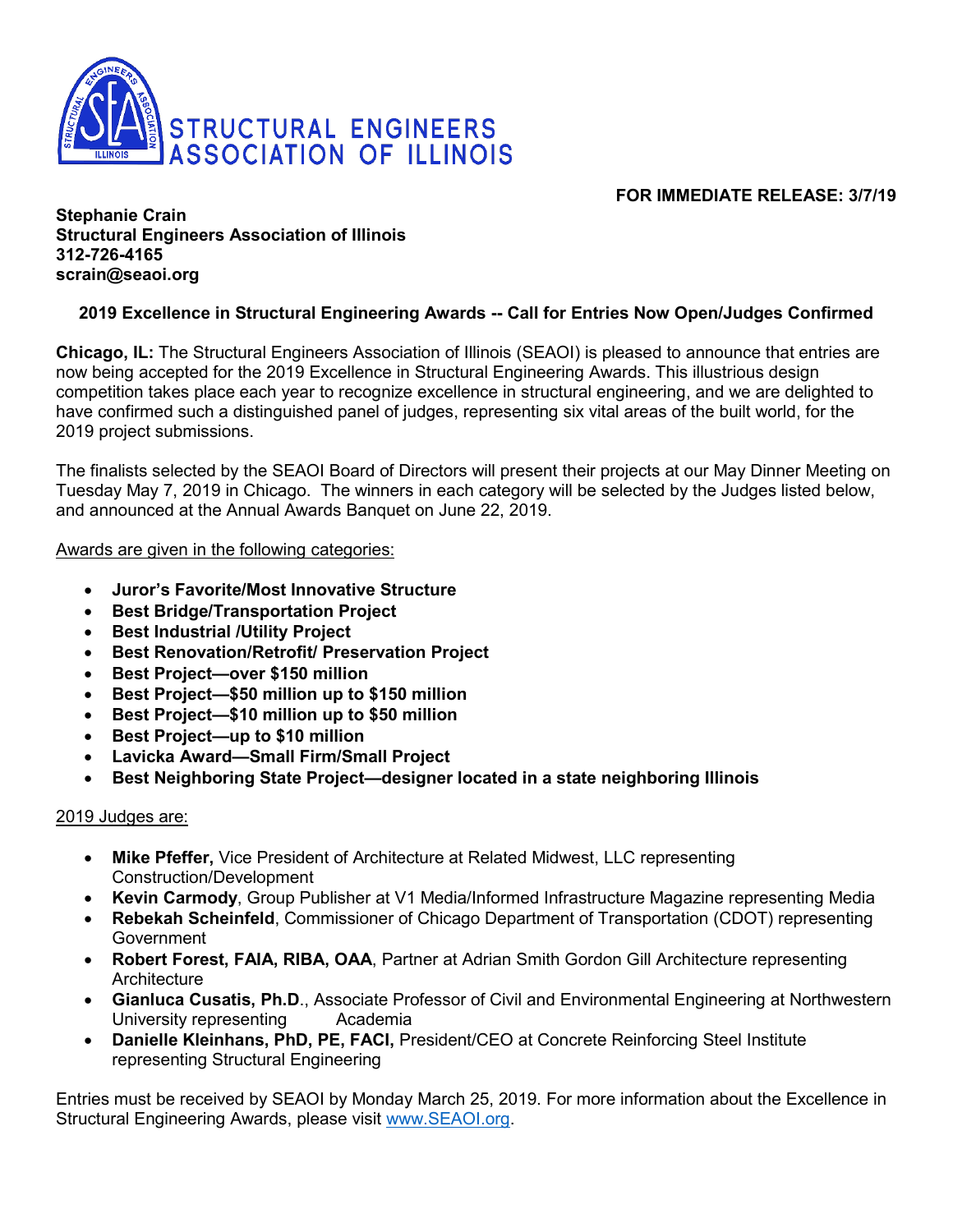STRUCTURAL ENGINEERS ASSOCIATION OF ILLINOIS

**FOR IMMEDIATE RELEASE: 3/7/19**

**Stephanie Crain**
**Structural Engineers Association of Illinois**
**312-726-4165**
**scrain@seaoi.org**

## 2019 Excellence in Structural Engineering Awards -- Call for Entries Now Open/Judges Confirmed

**Chicago, IL:** The Structural Engineers Association of Illinois (SEAOI) is pleased to announce that entries are now being accepted for the 2019 Excellence in Structural Engineering Awards. This illustrious design competition takes place each year to recognize excellence in structural engineering, and we are delighted to have confirmed such a distinguished panel of judges, representing six vital areas of the built world, for the 2019 project submissions.

The finalists selected by the SEAOI Board of Directors will present their projects at our May Dinner Meeting on Tuesday May 7, 2019 in Chicago. The winners in each category will be selected by the Judges listed below, and announced at the Annual Awards Banquet on June 22, 2019.

Awards are given in the following categories:

- **Juror's Favorite/Most Innovative Structure**
- **Best Bridge/Transportation Project**
- **Best Industrial /Utility Project**
- **Best Renovation/Retrofit/ Preservation Project**
- **Best Project—over $150 million**
- **Best Project—$50 million up to $150 million**
- **Best Project—$10 million up to $50 million**
- **Best Project—up to $10 million**
- **Lavicka Award—Small Firm/Small Project**
- **Best Neighboring State Project—designer located in a state neighboring Illinois**

2019 Judges are:

- **Mike Pfeffer,** Vice President of Architecture at Related Midwest, LLC representing Construction/Development
- **Kevin Carmody**, Group Publisher at V1 Media/Informed Infrastructure Magazine representing Media
- **Rebekah Scheinfeld**, Commissioner of Chicago Department of Transportation (CDOT) representing Government
- **Robert Forest, FAIA, RIBA, OAA**, Partner at Adrian Smith Gordon Gill Architecture representing Architecture
- **Gianluca Cusatis, Ph.D**., Associate Professor of Civil and Environmental Engineering at Northwestern University representing Academia
- **Danielle Kleinhans, PhD, PE, FACI,** President/CEO at Concrete Reinforcing Steel Institute representing Structural Engineering

Entries must be received by SEAOI by Monday March 25, 2019. For more information about the Excellence in Structural Engineering Awards, please visit www.SEAOI.org.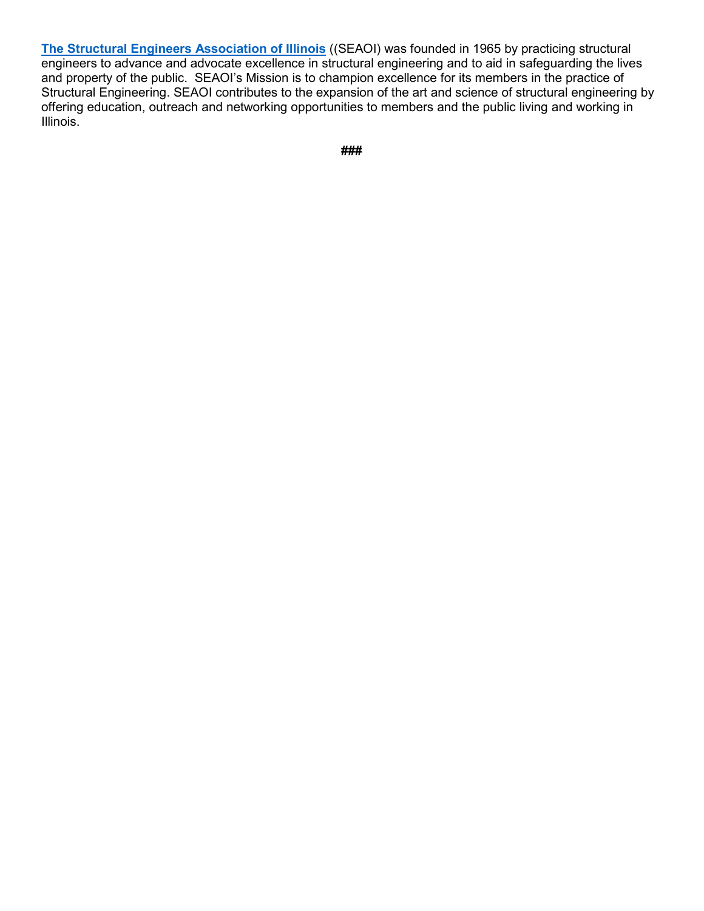**The Structural Engineers Association of Illinois** ((SEAOI) was founded in 1965 by practicing structural engineers to advance and advocate excellence in structural engineering and to aid in safeguarding the lives and property of the public.  SEAOI's Mission is to champion excellence for its members in the practice of Structural Engineering. SEAOI contributes to the expansion of the art and science of structural engineering by offering education, outreach and networking opportunities to members and the public living and working in Illinois.

**###**